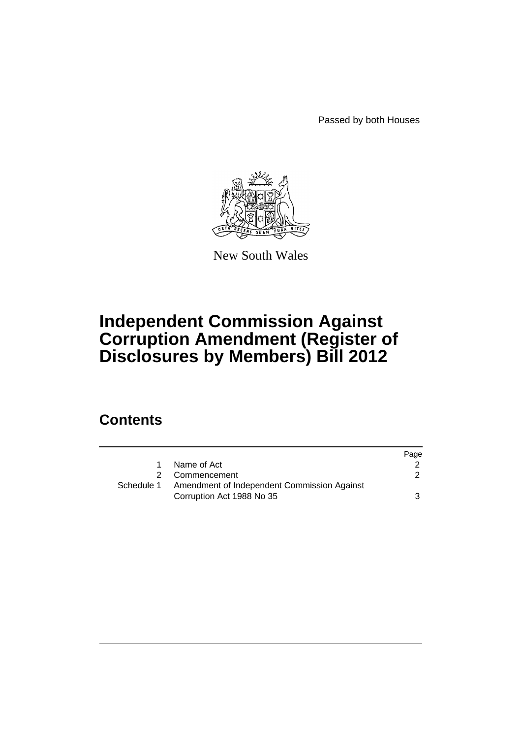Passed by both Houses

New South Wales

# Independent Commission Against Corruption Amendment (Register of Disclosures by Members) Bill 2012

## Contents

| | | Page |
|---|---|---|
| 1 | Name of Act | 2 |
| 2 | Commencement | 2 |
| Schedule 1 | Amendment of Independent Commission Against Corruption Act 1988 No 35 | 3 |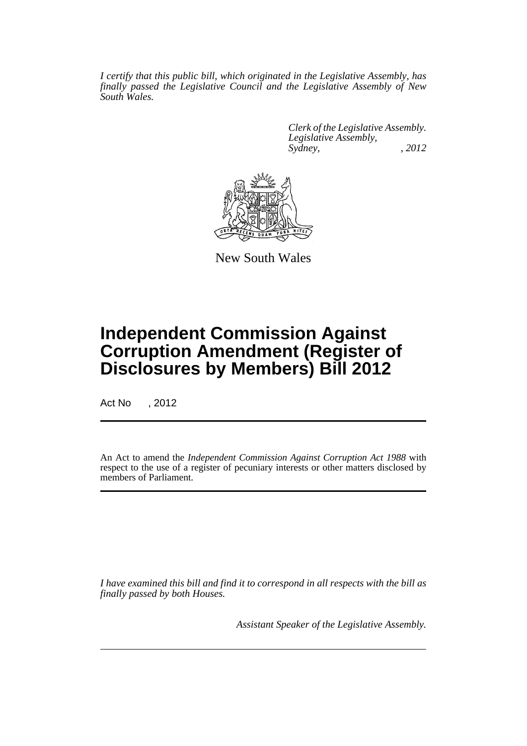*I certify that this public bill, which originated in the Legislative Assembly, has finally passed the Legislative Council and the Legislative Assembly of New South Wales.*

*Clerk of the Legislative Assembly.*
*Legislative Assembly,*
*Sydney, , 2012*

New South Wales

# Independent Commission Against Corruption Amendment (Register of Disclosures by Members) Bill 2012

Act No , 2012

An Act to amend the *Independent Commission Against Corruption Act 1988* with respect to the use of a register of pecuniary interests or other matters disclosed by members of Parliament.

*I have examined this bill and find it to correspond in all respects with the bill as finally passed by both Houses.*

*Assistant Speaker of the Legislative Assembly.*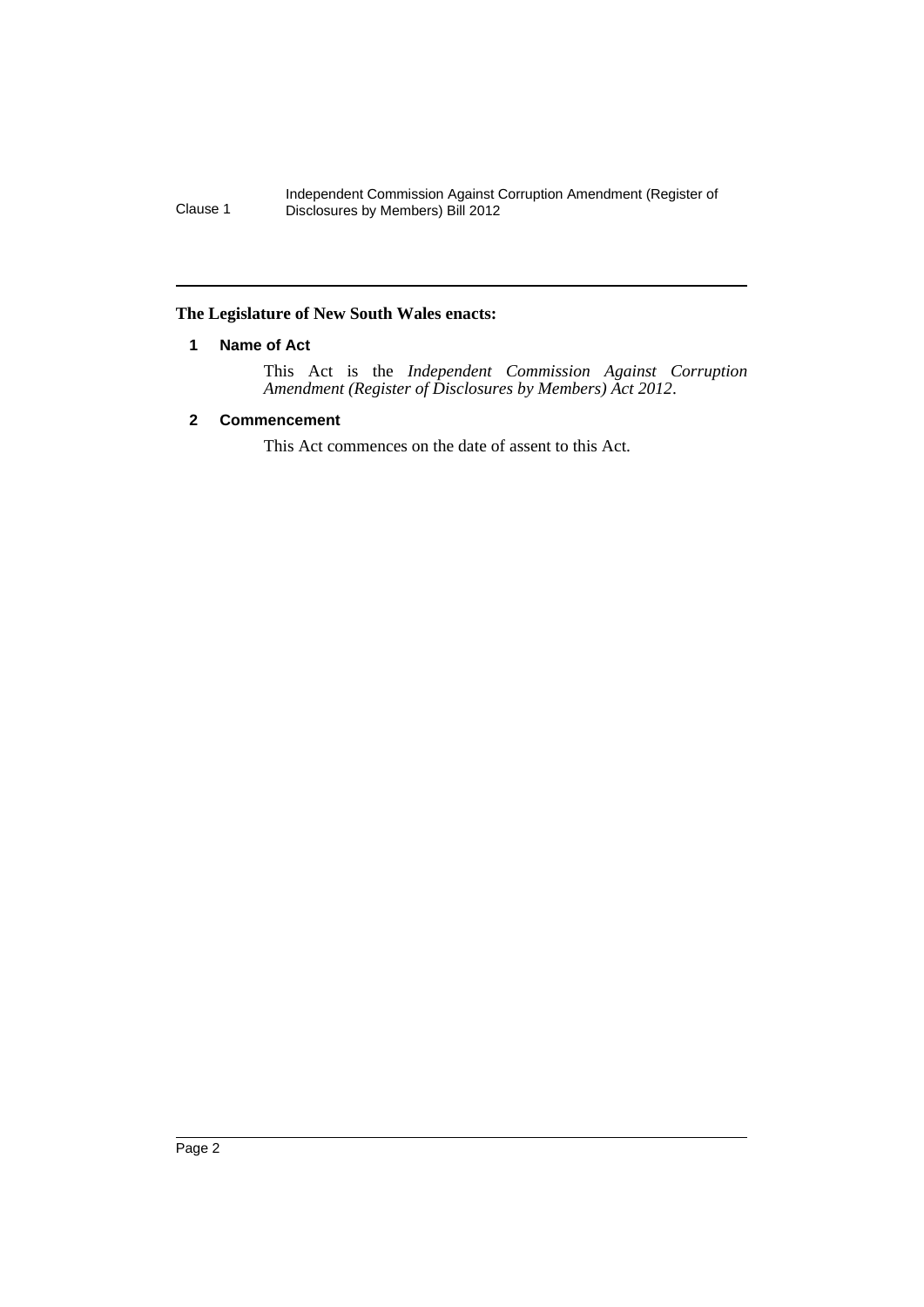**The Legislature of New South Wales enacts:**

## 1 Name of Act

This Act is the *Independent Commission Against Corruption Amendment (Register of Disclosures by Members) Act 2012*.

## 2 Commencement

This Act commences on the date of assent to this Act.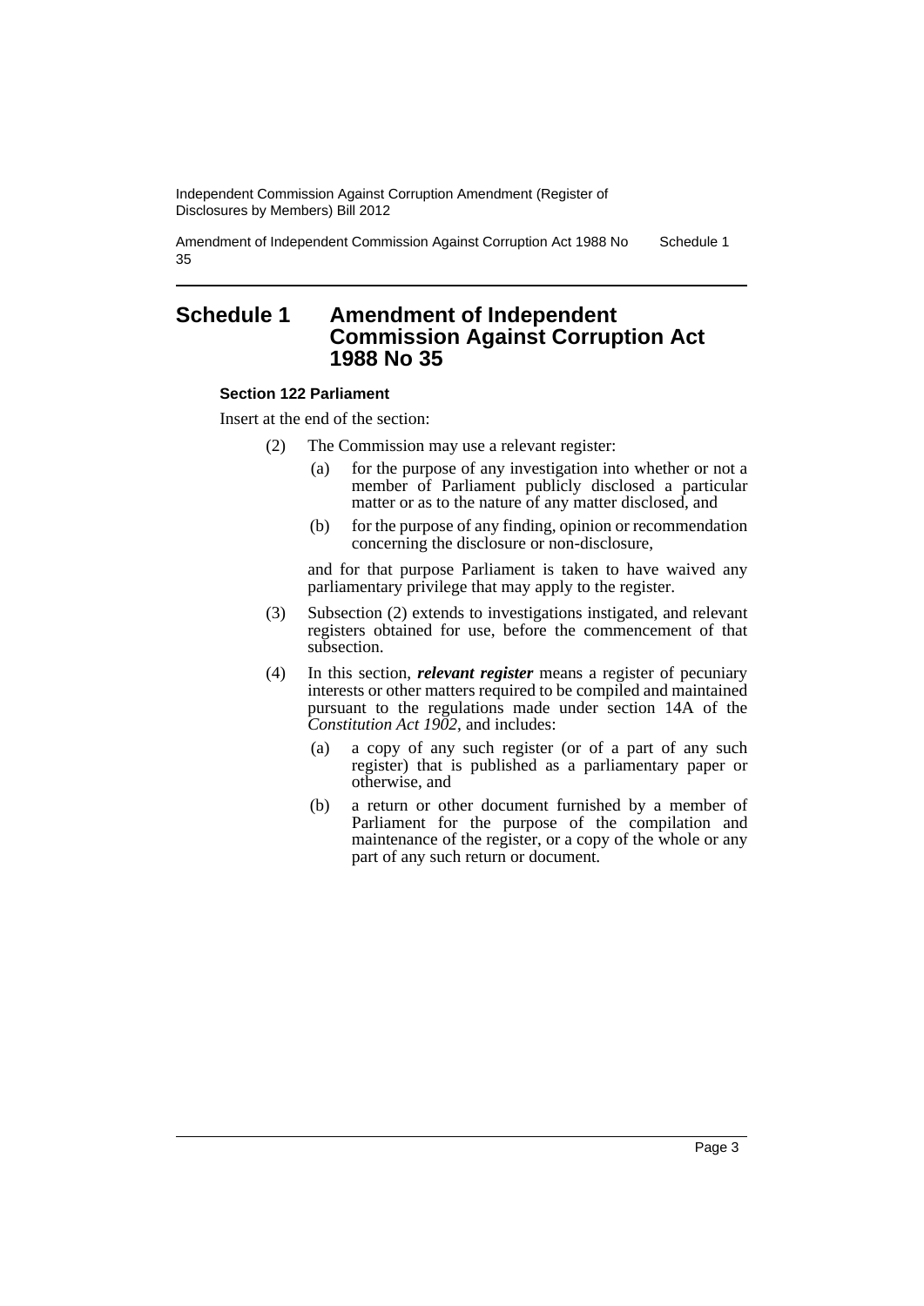# Schedule 1 Amendment of Independent Commission Against Corruption Act 1988 No 35

### Section 122 Parliament

Insert at the end of the section:

(2) The Commission may use a relevant register:

(a) for the purpose of any investigation into whether or not a member of Parliament publicly disclosed a particular matter or as to the nature of any matter disclosed, and

(b) for the purpose of any finding, opinion or recommendation concerning the disclosure or non-disclosure,

and for that purpose Parliament is taken to have waived any parliamentary privilege that may apply to the register.

(3) Subsection (2) extends to investigations instigated, and relevant registers obtained for use, before the commencement of that subsection.

(4) In this section, ***relevant register*** means a register of pecuniary interests or other matters required to be compiled and maintained pursuant to the regulations made under section 14A of the *Constitution Act 1902*, and includes:

(a) a copy of any such register (or of a part of any such register) that is published as a parliamentary paper or otherwise, and

(b) a return or other document furnished by a member of Parliament for the purpose of the compilation and maintenance of the register, or a copy of the whole or any part of any such return or document.